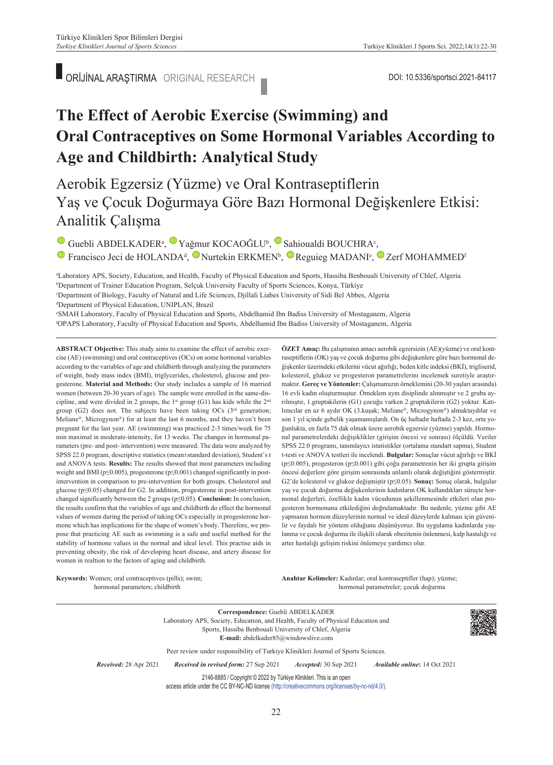ORİJİNAL ARAŞTIRMA ORIGINAL RESEARCH

DOI: 10.5336/sportsci.2021-84117

# The Effect of Aerobic Exercise (Swimming) and Oral Contraceptives on Some Hormonal Variables According to Age and Childbirth: Analytical Study

## Aerobik Egzersiz (Yüzme) ve Oral Kontraseptiflerin Yaş ve Çocuk Doğurmaya Göre Bazı Hormonal Değişkenlere Etkisi: Analitik Çalışma

Guebli ABDELKADER[a], Yağmur KOCAOĞLU[b], Sahioualdi BOUCHRA[c], Francisco Jeci de HOLANDA[d], Nurtekin ERKMEN[b], Reguieg MADANI[e], Zerf MOHAMMED[f]

[a]Laboratory APS, Society, Education, and Health, Faculty of Physical Education and Sports, Hassiba Benbouali University of Chlef, Algeria
[b]Department of Trainer Education Program, Selçuk University Faculty of Sports Sciences, Konya, Türkiye
[c]Department of Biology, Faculty of Natural and Life Sciences, Djillali Liabes University of Sidi Bel Abbes, Algeria
[d]Department of Physical Education, UNIPLAN, Brazil
[e]SMAH Laboratory, Faculty of Physical Education and Sports, Abdelhamid Ibn Badiss University of Mostaganem, Algeria
[f]OPAPS Laboratory, Faculty of Physical Education and Sports, Abdelhamid Ibn Badiss University of Mostaganem, Algeria

**ABSTRACT Objective:** This study aims to examine the effect of aerobic exercise (AE) (swimming) and oral contraceptives (OCs) on some hormonal variables according to the variables of age and childbirth through analyzing the parameters of weight, body mass index (BMI), triglycerides, cholesterol, glucose and progesterone. **Material and Methods:** Our study includes a sample of 16 married women (between 20-30 years of age). The sample were enrolled in the same-discipline, and were divided in 2 groups, the 1st group (G1) has kids while the 2nd group (G2) does not. The subjects have been taking OCs (3rd generation; Meliane®, Microgynon®) for at least the last 6 months, and they haven't been pregnant for the last year. AE (swimming) was practiced 2-3 times/week for 75 min maximal in moderate-intensity, for 13 weeks. The changes in hormonal parameters (pre- and post- intervention) were measured. The data were analyzed by SPSS 22.0 program, descriptive statistics (mean±standard deviation), Student's t and ANOVA tests. **Results:** The results showed that most parameters including weight and BMI ($p \leq 0.005$), progesterone ($p \leq 0.001$) changed significantly in post-intervention in comparison to pre-intervention for both groups. Cholesterol and glucose ($p \leq 0.05$) changed for G2. In addition, progesterone in post-intervention changed significantly between the 2 groups ($p \leq 0.05$). **Conclusion:** In conclusion, the results confirm that the variables of age and childbirth do effect the hormonal values of women during the period of taking OCs especially in progesterone hormone which has implications for the shape of women's body. Therefore, we propose that practicing AE such as swimming is a safe and useful method for the stability of hormone values in the normal and ideal level. This practise aids in preventing obesity, the risk of developing heart disease, and artery disease for women in realtion to the factors of aging and childbirth.

**Keywords:** Women; oral contraceptives (pills); swim; hormonal parameters; childbirth

**ÖZET Amaç:** Bu çalışmanın amacı aerobik egzersizin (AE)(yüzme) ve oral kontraseptiflerin (OK) yaş ve çocuk doğurma gibi değişkenlere göre bazı hormonal değişkenler üzerindeki etkilerini vücut ağırlığı, beden kitle indeksi (BKİ), trigliserid, kolesterol, glukoz ve progesteron parametrelerini incelemek suretiyle araştırmaktır. **Gereç ve Yöntemler:** Çalışmamızın örneklemini (20-30 yaşları arasında) 16 evli kadın oluşturmuştur. Örneklem aynı disiplinde alınmıştır ve 2 gruba ayrılmıştır, 1.gruptakilerin (G1) çocuğu varken 2.gruptakilerin (G2) yoktur. Katılımcılar en az 6 aydır OK (3.kuşak; Meliane®, Microgynon®) almaktaydılar ve son 1 yıl içinde gebelik yaşamamışlardı. On üç haftadır haftada 2-3 kez, orta yoğunlukta, en fazla 75 dak olmak üzere aerobik egzersiz (yüzme) yapıldı. Hormonal parametrelerdeki değişiklikler (girişim öncesi ve sonrası) ölçüldü. Veriler SPSS 22.0 programı, tanımlayıcı istatistikler (ortalama standart sapma), Student t-testi ve ANOVA testleri ile incelendi. **Bulgular:** Sonuçlar vücut ağırlığı ve BKİ ($p \leq 0.005$), progesteron ($p \leq 0.001$) gibi çoğu parametrenin her iki grupta girişim öncesi değerlere göre girişim sonrasında anlamlı olarak değiştiğini göstermiştir. G2'de kolesterol ve glukoz değişmiştir ($p \leq 0.05$). **Sonuç:** Sonuç olarak, bulgular yaş ve çocuk doğurma değişkenlerinin kadınların OK kullandıkları süreçte hormonal değerleri, özellikle kadın vücudunun şekillenmesinde etkileri olan progesteron hormonunu etkilediğini doğrulamaktadır. Bu nedenle, yüzme gibi AE yapmanın hormon düzeylerinin normal ve ideal düzeylerde kalması için güvenilir ve faydalı bir yöntem olduğunu düşünüyoruz. Bu uygulama kadınlarda yaşlanma ve çocuk doğurma ile ilişkili olarak obezitenin önlenmesi, kalp hastalığı ve arter hastalığı gelişim riskini önlemeye yardımcı olur.

**Anahtar Kelimeler:** Kadınlar; oral kontraseptifler (hap); yüzme; hormonal parametreler; çocuk doğurma

**Correspondence:** Guebli ABDELKADER
Laboratory APS, Society, Education, and Health, Faculty of Physical Education and Sports, Hassiba Benbouali University of Chlef, Algeria
**E-mail:** abdelkader85@windowslive.com

Peer review under responsibility of Turkiye Klinikleri Journal of Sports Sciences.

*Received:* 28 Apr 2021 *Received in revised form:* 27 Sep 2021 *Accepted:* 30 Sep 2021 *Available online*: 14 Oct 2021

2146-8885 / Copyright © 2022 by Türkiye Klinikleri. This is an open access article under the CC BY-NC-ND license (http://creativecommons.org/licenses/by-nc-nd/4.0/).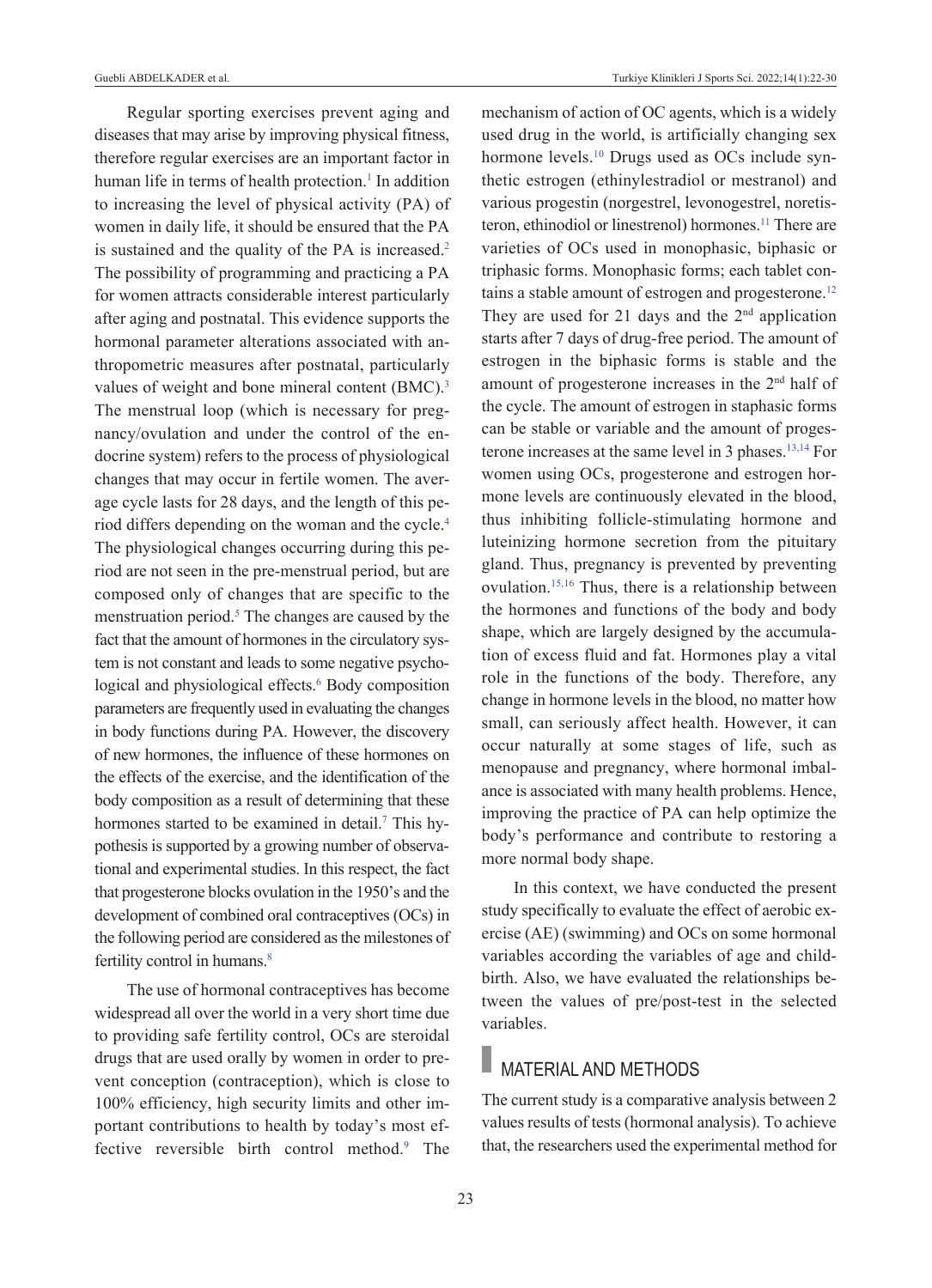Regular sporting exercises prevent aging and diseases that may arise by improving physical fitness, therefore regular exercises are an important factor in human life in terms of health protection.[1] In addition to increasing the level of physical activity (PA) of women in daily life, it should be ensured that the PA is sustained and the quality of the PA is increased.[2] The possibility of programming and practicing a PA for women attracts considerable interest particularly after aging and postnatal. This evidence supports the hormonal parameter alterations associated with anthropometric measures after postnatal, particularly values of weight and bone mineral content (BMC).[3] The menstrual loop (which is necessary for pregnancy/ovulation and under the control of the endocrine system) refers to the process of physiological changes that may occur in fertile women. The average cycle lasts for 28 days, and the length of this period differs depending on the woman and the cycle.[4] The physiological changes occurring during this period are not seen in the pre-menstrual period, but are composed only of changes that are specific to the menstruation period.[5] The changes are caused by the fact that the amount of hormones in the circulatory system is not constant and leads to some negative psychological and physiological effects.[6] Body composition parameters are frequently used in evaluating the changes in body functions during PA. However, the discovery of new hormones, the influence of these hormones on the effects of the exercise, and the identification of the body composition as a result of determining that these hormones started to be examined in detail.[7] This hypothesis is supported by a growing number of observational and experimental studies. In this respect, the fact that progesterone blocks ovulation in the 1950's and the development of combined oral contraceptives (OCs) in the following period are considered as the milestones of fertility control in humans.[8]

The use of hormonal contraceptives has become widespread all over the world in a very short time due to providing safe fertility control, OCs are steroidal drugs that are used orally by women in order to prevent conception (contraception), which is close to 100% efficiency, high security limits and other important contributions to health by today's most effective reversible birth control method.[9] The mechanism of action of OC agents, which is a widely used drug in the world, is artificially changing sex hormone levels.[10] Drugs used as OCs include synthetic estrogen (ethinylestradiol or mestranol) and various progestin (norgestrel, levonogestrel, noretisteron, ethinodiol or linestrenol) hormones.[11] There are varieties of OCs used in monophasic, biphasic or triphasic forms. Monophasic forms; each tablet contains a stable amount of estrogen and progesterone.[12] They are used for 21 days and the 2nd application starts after 7 days of drug-free period. The amount of estrogen in the biphasic forms is stable and the amount of progesterone increases in the 2nd half of the cycle. The amount of estrogen in staphasic forms can be stable or variable and the amount of progesterone increases at the same level in 3 phases.[13,14] For women using OCs, progesterone and estrogen hormone levels are continuously elevated in the blood, thus inhibiting follicle-stimulating hormone and luteinizing hormone secretion from the pituitary gland. Thus, pregnancy is prevented by preventing ovulation.[15,16] Thus, there is a relationship between the hormones and functions of the body and body shape, which are largely designed by the accumulation of excess fluid and fat. Hormones play a vital role in the functions of the body. Therefore, any change in hormone levels in the blood, no matter how small, can seriously affect health. However, it can occur naturally at some stages of life, such as menopause and pregnancy, where hormonal imbalance is associated with many health problems. Hence, improving the practice of PA can help optimize the body's performance and contribute to restoring a more normal body shape.

In this context, we have conducted the present study specifically to evaluate the effect of aerobic exercise (AE) (swimming) and OCs on some hormonal variables according the variables of age and childbirth. Also, we have evaluated the relationships between the values of pre/post-test in the selected variables.

## MATERIAL AND METHODS

The current study is a comparative analysis between 2 values results of tests (hormonal analysis). To achieve that, the researchers used the experimental method for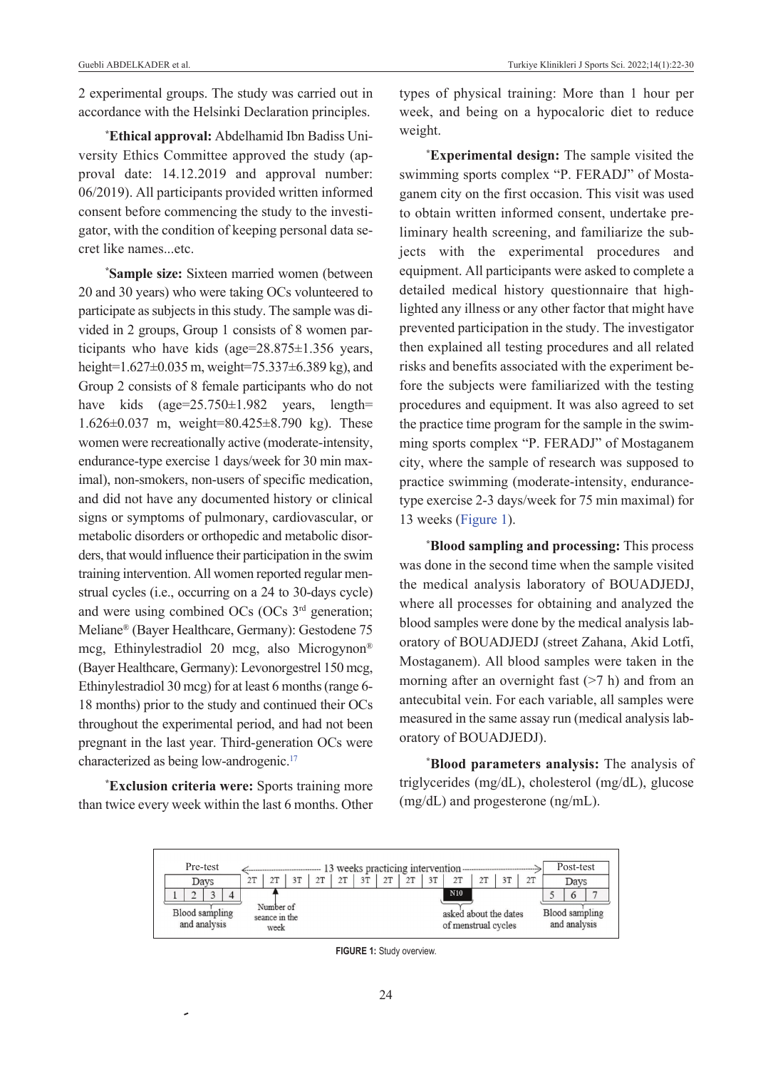2 experimental groups. The study was carried out in accordance with the Helsinki Declaration principles.

***Ethical approval:** Abdelhamid Ibn Badiss University Ethics Committee approved the study (approval date: 14.12.2019 and approval number: 06/2019). All participants provided written informed consent before commencing the study to the investigator, with the condition of keeping personal data secret like names...etc.

***Sample size:** Sixteen married women (between 20 and 30 years) who were taking OCs volunteered to participate as subjects in this study. The sample was divided in 2 groups, Group 1 consists of 8 women participants who have kids (age=28.875±1.356 years, height=1.627±0.035 m, weight=75.337±6.389 kg), and Group 2 consists of 8 female participants who do not have kids (age=25.750±1.982 years, length= 1.626±0.037 m, weight=80.425±8.790 kg). These women were recreationally active (moderate-intensity, endurance-type exercise 1 days/week for 30 min maximal), non-smokers, non-users of specific medication, and did not have any documented history or clinical signs or symptoms of pulmonary, cardiovascular, or metabolic disorders or orthopedic and metabolic disorders, that would influence their participation in the swim training intervention. All women reported regular menstrual cycles (i.e., occurring on a 24 to 30-days cycle) and were using combined OCs (OCs 3rd generation; Meliane® (Bayer Healthcare, Germany): Gestodene 75 mcg, Ethinylestradiol 20 mcg, also Microgynon® (Bayer Healthcare, Germany): Levonorgestrel 150 mcg, Ethinylestradiol 30 mcg) for at least 6 months (range 6-18 months) prior to the study and continued their OCs throughout the experimental period, and had not been pregnant in the last year. Third-generation OCs were characterized as being low-androgenic.[17]

***Exclusion criteria were:** Sports training more than twice every week within the last 6 months. Other types of physical training: More than 1 hour per week, and being on a hypocaloric diet to reduce weight.

***Experimental design:** The sample visited the swimming sports complex "P. FERADJ" of Mostaganem city on the first occasion. This visit was used to obtain written informed consent, undertake preliminary health screening, and familiarize the subjects with the experimental procedures and equipment. All participants were asked to complete a detailed medical history questionnaire that highlighted any illness or any other factor that might have prevented participation in the study. The investigator then explained all testing procedures and all related risks and benefits associated with the experiment before the subjects were familiarized with the testing procedures and equipment. It was also agreed to set the practice time program for the sample in the swimming sports complex "P. FERADJ" of Mostaganem city, where the sample of research was supposed to practice swimming (moderate-intensity, endurance-type exercise 2-3 days/week for 75 min maximal) for 13 weeks (Figure 1).

***Blood sampling and processing:** This process was done in the second time when the sample visited the medical analysis laboratory of BOUADJEDJ, where all processes for obtaining and analyzed the blood samples were done by the medical analysis laboratory of BOUADJEDJ (street Zahana, Akid Lotfi, Mostaganem). All blood samples were taken in the morning after an overnight fast (>7 h) and from an antecubital vein. For each variable, all samples were measured in the same assay run (medical analysis laboratory of BOUADJEDJ).

***Blood parameters analysis:** The analysis of triglycerides (mg/dL), cholesterol (mg/dL), glucose (mg/mL) and progesterone (ng/mL).

| Pre-test | | | | 13 weeks practicing intervention | | | | | | | | | | | | | Post-test | | |
|---|---|---|---|---|---|---|---|---|---|---|---|---|---|---|---|---|---|---|---|
| Days | | | | 2T | 2T | 3T | 2T | 2T | 3T | 2T | 2T | 3T | 2T | 2T | 3T | 2T | Days | | |
| 1 | 2 | 3 | 4 | | | | | | | | | | N10 | | | | 5 | 6 | 7 |
| Blood sampling and analysis | | | | | Number of seance in the week | | | | | | | | asked about the dates of menstrual cycles | | | | Blood sampling and analysis | | |

**FIGURE 1:** Study overview.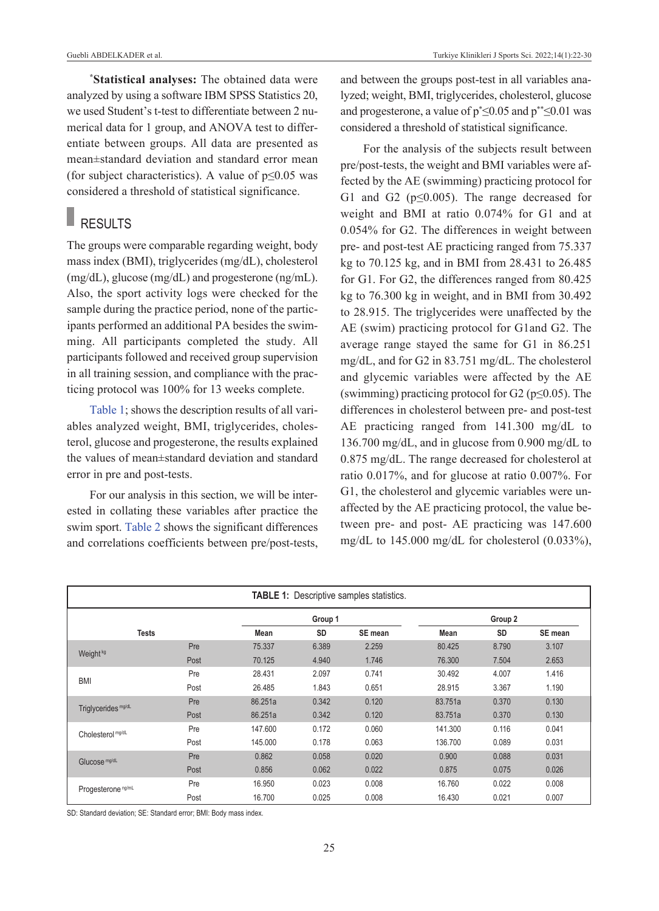*Statistical analyses:** The obtained data were analyzed by using a software IBM SPSS Statistics 20, we used Student's t-test to differentiate between 2 numerical data for 1 group, and ANOVA test to differentiate between groups. All data are presented as mean±standard deviation and standard error mean (for subject characteristics). A value of $p \leq 0.05$ was considered a threshold of statistical significance.

## RESULTS

The groups were comparable regarding weight, body mass index (BMI), triglycerides (mg/dL), cholesterol (mg/dL), glucose (mg/dL) and progesterone (ng/mL). Also, the sport activity logs were checked for the sample during the practice period, none of the participants performed an additional PA besides the swimming. All participants completed the study. All participants followed and received group supervision in all training session, and compliance with the practicing protocol was 100% for 13 weeks complete.

Table 1; shows the description results of all variables analyzed weight, BMI, triglycerides, cholesterol, glucose and progesterone, the results explained the values of mean±standard deviation and standard error in pre and post-tests.

For our analysis in this section, we will be interested in collating these variables after practice the swim sport. Table 2 shows the significant differences and correlations coefficients between pre/post-tests, and between the groups post-test in all variables analyzed; weight, BMI, triglycerides, cholesterol, glucose and progesterone, a value of $p^{*} \leq 0.05$ and $p^{**} \leq 0.01$ was considered a threshold of statistical significance.

For the analysis of the subjects result between pre/post-tests, the weight and BMI variables were affected by the AE (swimming) practicing protocol for G1 and G2 ($p \leq 0.005$). The range decreased for weight and BMI at ratio 0.074% for G1 and at 0.054% for G2. The differences in weight between pre- and post-test AE practicing ranged from 75.337 kg to 70.125 kg, and in BMI from 28.431 to 26.485 for G1. For G2, the differences ranged from 80.425 kg to 76.300 kg in weight, and in BMI from 30.492 to 28.915. The triglycerides were unaffected by the AE (swim) practicing protocol for G1and G2. The average range stayed the same for G1 in 86.251 mg/dL, and for G2 in 83.751 mg/dL. The cholesterol and glycemic variables were affected by the AE (swimming) practicing protocol for G2 ($p \leq 0.05$). The differences in cholesterol between pre- and post-test AE practicing ranged from 141.300 mg/dL to 136.700 mg/dL, and in glucose from 0.900 mg/dL to 0.875 mg/dL. The range decreased for cholesterol at ratio 0.017%, and for glucose at ratio 0.007%. For G1, the cholesterol and glycemic variables were unaffected by the AE practicing protocol, the value between pre- and post- AE practicing was 147.600 mg/dL to 145.000 mg/dL for cholesterol (0.033%),

**TABLE 1:** Descriptive samples statistics.

| Tests | | Group 1 | | | Group 2 | | |
|---|---|---|---|---|---|---|---|
| | | Mean | SD | SE mean | Mean | SD | SE mean |
| Weight kg | Pre | 75.337 | 6.389 | 2.259 | 80.425 | 8.790 | 3.107 |
| | Post | 70.125 | 4.940 | 1.746 | 76.300 | 7.504 | 2.653 |
| BMI | Pre | 28.431 | 2.097 | 0.741 | 30.492 | 4.007 | 1.416 |
| | Post | 26.485 | 1.843 | 0.651 | 28.915 | 3.367 | 1.190 |
| Triglycerides mg/dL | Pre | 86.251a | 0.342 | 0.120 | 83.751a | 0.370 | 0.130 |
| | Post | 86.251a | 0.342 | 0.120 | 83.751a | 0.370 | 0.130 |
| Cholesterol mg/dL | Pre | 147.600 | 0.172 | 0.060 | 141.300 | 0.116 | 0.041 |
| | Post | 145.000 | 0.178 | 0.063 | 136.700 | 0.089 | 0.031 |
| Glucose mg/dL | Pre | 0.862 | 0.058 | 0.020 | 0.900 | 0.088 | 0.031 |
| | Post | 0.856 | 0.062 | 0.022 | 0.875 | 0.075 | 0.026 |
| Progesterone ng/mL | Pre | 16.950 | 0.023 | 0.008 | 16.760 | 0.022 | 0.008 |
| | Post | 16.700 | 0.025 | 0.008 | 16.430 | 0.021 | 0.007 |

SD: Standard deviation; SE: Standard error; BMI: Body mass index.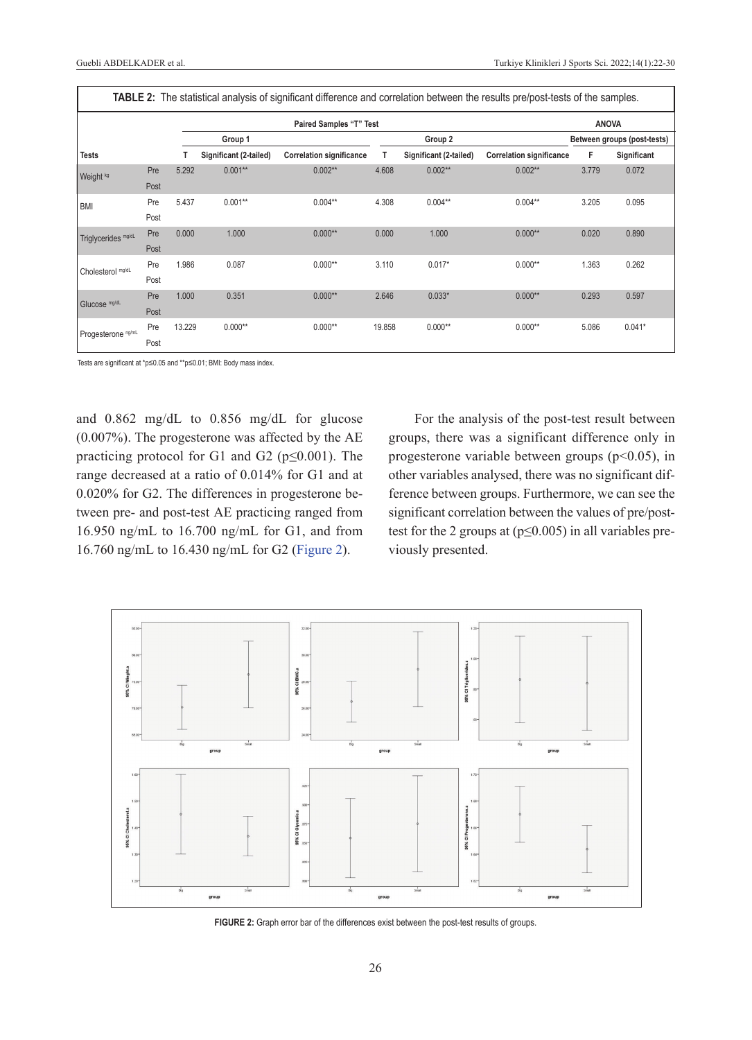**TABLE 2:** The statistical analysis of significant difference and correlation between the results pre/post-tests of the samples.

| | | Paired Samples "T" Test | | | | | | ANOVA | |
|---|---|---|---|---|---|---|---|---|---|
| | | Group 1 | | | Group 2 | | | Between groups (post-tests) | |
| Tests | | T | Significant (2-tailed) | Correlation significance | T | Significant (2-tailed) | Correlation significance | F | Significant |
| Weight $^{kg}$ | Pre / Post | 5.292 | 0.001** | 0.002** | 4.608 | 0.002** | 0.002** | 3.779 | 0.072 |
| BMI | Pre / Post | 5.437 | 0.001** | 0.004** | 4.308 | 0.004** | 0.004** | 3.205 | 0.095 |
| Triglycerides $^{mg/dL}$ | Pre / Post | 0.000 | 1.000 | 0.000** | 0.000 | 1.000 | 0.000** | 0.020 | 0.890 |
| Cholesterol $^{mg/dL}$ | Pre / Post | 1.986 | 0.087 | 0.000** | 3.110 | 0.017* | 0.000** | 1.363 | 0.262 |
| Glucose $^{mg/dL}$ | Pre / Post | 1.000 | 0.351 | 0.000** | 2.646 | 0.033* | 0.000** | 0.293 | 0.597 |
| Progesterone $^{ng/mL}$ | Pre / Post | 13.229 | 0.000** | 0.000** | 19.858 | 0.000** | 0.000** | 5.086 | 0.041* |

Tests are significant at *p≤0.05 and **p≤0.01; BMI: Body mass index.

and 0.862 mg/dL to 0.856 mg/dL for glucose (0.007%). The progesterone was affected by the AE practicing protocol for G1 and G2 ($p \leq 0.001$). The range decreased at a ratio of 0.014% for G1 and at 0.020% for G2. The differences in progesterone between pre- and post-test AE practicing ranged from 16.950 ng/mL to 16.700 ng/mL for G1, and from 16.760 ng/mL to 16.430 ng/mL for G2 (Figure 2).

For the analysis of the post-test result between groups, there was a significant difference only in progesterone variable between groups ($p<0.05$), in other variables analysed, there was no significant difference between groups. Furthermore, we can see the significant correlation between the values of pre/post-test for the 2 groups at ($p \leq 0.005$) in all variables previously presented.

**FIGURE 2:** Graph error bar of the differences exist between the post-test results of groups.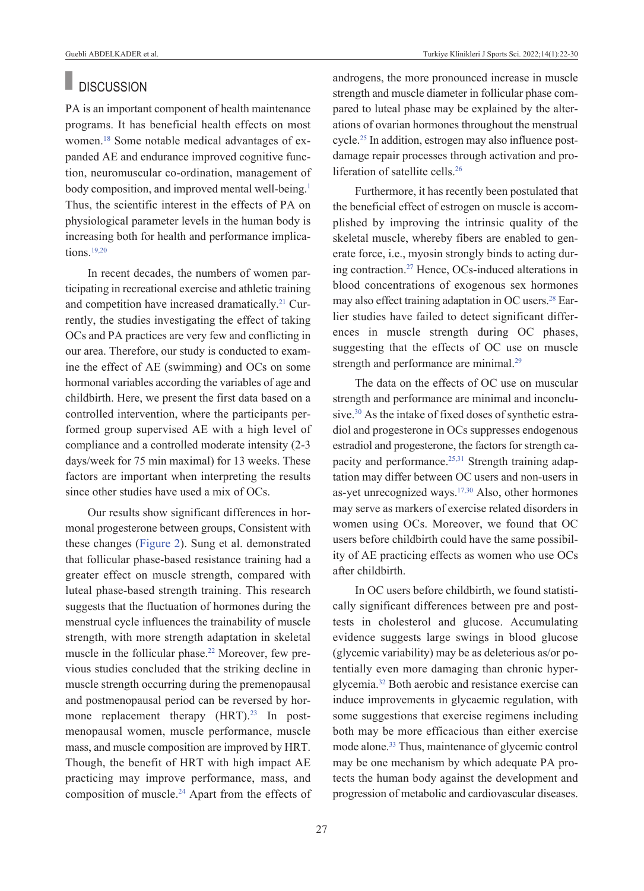## DISCUSSION

PA is an important component of health maintenance programs. It has beneficial health effects on most women.[18] Some notable medical advantages of expanded AE and endurance improved cognitive function, neuromuscular co-ordination, management of body composition, and improved mental well-being.[1] Thus, the scientific interest in the effects of PA on physiological parameter levels in the human body is increasing both for health and performance implications.[19,20]

In recent decades, the numbers of women participating in recreational exercise and athletic training and competition have increased dramatically.[21] Currently, the studies investigating the effect of taking OCs and PA practices are very few and conflicting in our area. Therefore, our study is conducted to examine the effect of AE (swimming) and OCs on some hormonal variables according the variables of age and childbirth. Here, we present the first data based on a controlled intervention, where the participants performed group supervised AE with a high level of compliance and a controlled moderate intensity (2-3 days/week for 75 min maximal) for 13 weeks. These factors are important when interpreting the results since other studies have used a mix of OCs.

Our results show significant differences in hormonal progesterone between groups, Consistent with these changes (Figure 2). Sung et al. demonstrated that follicular phase-based resistance training had a greater effect on muscle strength, compared with luteal phase-based strength training. This research suggests that the fluctuation of hormones during the menstrual cycle influences the trainability of muscle strength, with more strength adaptation in skeletal muscle in the follicular phase.[22] Moreover, few previous studies concluded that the striking decline in muscle strength occurring during the premenopausal and postmenopausal period can be reversed by hormone replacement therapy (HRT).[23] In postmenopausal women, muscle performance, muscle mass, and muscle composition are improved by HRT. Though, the benefit of HRT with high impact AE practicing may improve performance, mass, and composition of muscle.[24] Apart from the effects of androgens, the more pronounced increase in muscle strength and muscle diameter in follicular phase compared to luteal phase may be explained by the alterations of ovarian hormones throughout the menstrual cycle.[25] In addition, estrogen may also influence post-damage repair processes through activation and proliferation of satellite cells.[26]

Furthermore, it has recently been postulated that the beneficial effect of estrogen on muscle is accomplished by improving the intrinsic quality of the skeletal muscle, whereby fibers are enabled to generate force, i.e., myosin strongly binds to acting during contraction.[27] Hence, OCs-induced alterations in blood concentrations of exogenous sex hormones may also effect training adaptation in OC users.[28] Earlier studies have failed to detect significant differences in muscle strength during OC phases, suggesting that the effects of OC use on muscle strength and performance are minimal.[29]

The data on the effects of OC use on muscular strength and performance are minimal and inconclusive.[30] As the intake of fixed doses of synthetic estradiol and progesterone in OCs suppresses endogenous estradiol and progesterone, the factors for strength capacity and performance.[25,31] Strength training adaptation may differ between OC users and non-users in as-yet unrecognized ways.[17,30] Also, other hormones may serve as markers of exercise related disorders in women using OCs. Moreover, we found that OC users before childbirth could have the same possibility of AE practicing effects as women who use OCs after childbirth.

In OC users before childbirth, we found statistically significant differences between pre and post-tests in cholesterol and glucose. Accumulating evidence suggests large swings in blood glucose (glycemic variability) may be as deleterious as/or potentially even more damaging than chronic hyperglycemia.[32] Both aerobic and resistance exercise can induce improvements in glycaemic regulation, with some suggestions that exercise regimens including both may be more efficacious than either exercise mode alone.[33] Thus, maintenance of glycemic control may be one mechanism by which adequate PA protects the human body against the development and progression of metabolic and cardiovascular diseases.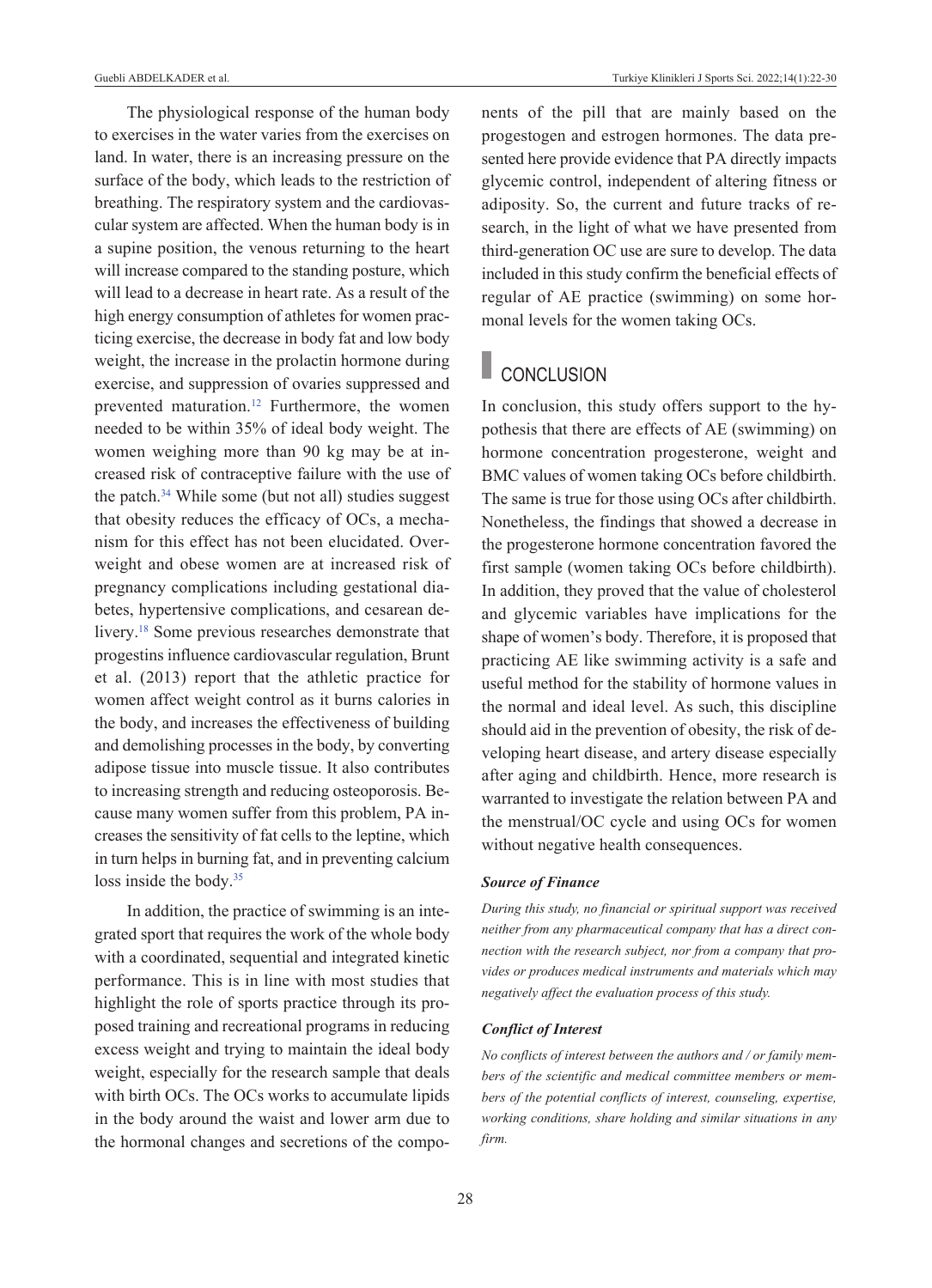The physiological response of the human body to exercises in the water varies from the exercises on land. In water, there is an increasing pressure on the surface of the body, which leads to the restriction of breathing. The respiratory system and the cardiovascular system are affected. When the human body is in a supine position, the venous returning to the heart will increase compared to the standing posture, which will lead to a decrease in heart rate. As a result of the high energy consumption of athletes for women practicing exercise, the decrease in body fat and low body weight, the increase in the prolactin hormone during exercise, and suppression of ovaries suppressed and prevented maturation.[12] Furthermore, the women needed to be within 35% of ideal body weight. The women weighing more than 90 kg may be at increased risk of contraceptive failure with the use of the patch.[34] While some (but not all) studies suggest that obesity reduces the efficacy of OCs, a mechanism for this effect has not been elucidated. Overweight and obese women are at increased risk of pregnancy complications including gestational diabetes, hypertensive complications, and cesarean delivery.[18] Some previous researches demonstrate that progestins influence cardiovascular regulation, Brunt et al. (2013) report that the athletic practice for women affect weight control as it burns calories in the body, and increases the effectiveness of building and demolishing processes in the body, by converting adipose tissue into muscle tissue. It also contributes to increasing strength and reducing osteoporosis. Because many women suffer from this problem, PA increases the sensitivity of fat cells to the leptine, which in turn helps in burning fat, and in preventing calcium loss inside the body.[35]

In addition, the practice of swimming is an integrated sport that requires the work of the whole body with a coordinated, sequential and integrated kinetic performance. This is in line with most studies that highlight the role of sports practice through its proposed training and recreational programs in reducing excess weight and trying to maintain the ideal body weight, especially for the research sample that deals with birth OCs. The OCs works to accumulate lipids in the body around the waist and lower arm due to the hormonal changes and secretions of the components of the pill that are mainly based on the progestogen and estrogen hormones. The data presented here provide evidence that PA directly impacts glycemic control, independent of altering fitness or adiposity. So, the current and future tracks of research, in the light of what we have presented from third-generation OC use are sure to develop. The data included in this study confirm the beneficial effects of regular of AE practice (swimming) on some hormonal levels for the women taking OCs.

## CONCLUSION

In conclusion, this study offers support to the hypothesis that there are effects of AE (swimming) on hormone concentration progesterone, weight and BMC values of women taking OCs before childbirth. The same is true for those using OCs after childbirth. Nonetheless, the findings that showed a decrease in the progesterone hormone concentration favored the first sample (women taking OCs before childbirth). In addition, they proved that the value of cholesterol and glycemic variables have implications for the shape of women's body. Therefore, it is proposed that practicing AE like swimming activity is a safe and useful method for the stability of hormone values in the normal and ideal level. As such, this discipline should aid in the prevention of obesity, the risk of developing heart disease, and artery disease especially after aging and childbirth. Hence, more research is warranted to investigate the relation between PA and the menstrual/OC cycle and using OCs for women without negative health consequences.

#### *Source of Finance*

*During this study, no financial or spiritual support was received neither from any pharmaceutical company that has a direct connection with the research subject, nor from a company that provides or produces medical instruments and materials which may negatively affect the evaluation process of this study.*

#### *Conflict of Interest*

*No conflicts of interest between the authors and / or family members of the scientific and medical committee members or members of the potential conflicts of interest, counseling, expertise, working conditions, share holding and similar situations in any firm.*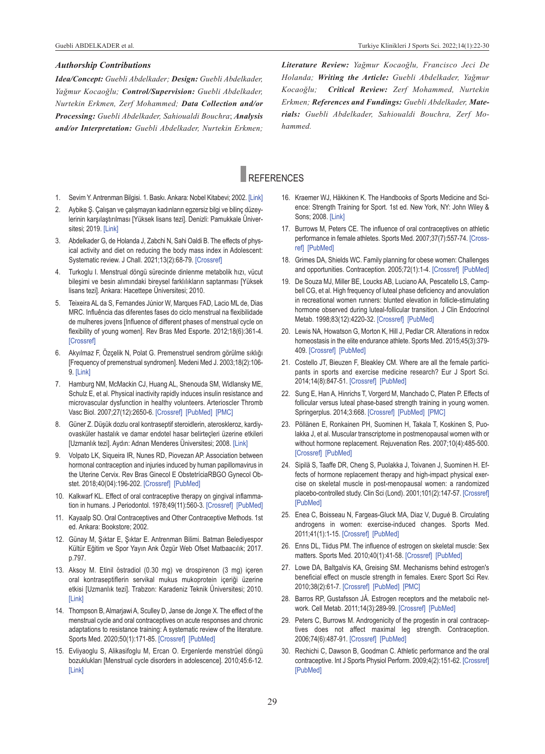### Authorship Contributions

***Idea/Concept:*** *Guebli Abdelkader;* ***Design:*** *Guebli Abdelkader, Yağmur Kocaoğlu;* ***Control/Supervision:*** *Guebli Abdelkader, Nurtekin Erkmen, Zerf Mohammed;* ***Data Collection and/or Processing:*** *Guebli Abdelkader, Sahioualdi Bouchra;* ***Analysis and/or Interpretation:*** *Guebli Abdelkader, Nurtekin Erkmen;* ***Literature Review:*** *Yağmur Kocaoğlu, Francisco Jeci De Holanda;* ***Writing the Article:*** *Guebli Abdelkader, Yağmur Kocaoğlu;* ***Critical Review:*** *Zerf Mohammed, Nurtekin Erkmen;* ***References and Fundings:*** *Guebli Abdelkader;* ***Materials:*** *Guebli Abdelkader, Sahioualdi Bouchra, Zerf Mohammed.*

## REFERENCES

1. Sevim Y. Antrenman Bilgisi. 1. Baskı. Ankara: Nobel Kitabevi; 2002. [Link]
2. Aybike Ş. Çalışan ve çalışmayan kadınların egzersiz bilgi ve bilinç düzeylerinin karşılaştırılması [Yüksek lisans tezi]. Denizli: Pamukkale Üniversitesi; 2019. [Link]
3. Abdelkader G, de Holanda J, Zabchi N, Sahi Oaldi B. The effects of physical activity and diet on reducing the body mass index in Adolescent: Systematic review. J Chall. 2021;13(2):68-79. [Crossref]
4. Turkoglu I. Menstrual döngü sürecinde dinlenme metabolik hızı, vücut bileşimi ve besin alımındaki bireysel farklılıkların saptanması [Yüksek lisans tezi]. Ankara: Hacettepe Üniversitesi; 2010.
5. Teixeira AL da S, Fernandes Júnior W, Marques FAD, Lacio ML de, Dias MRC. Influência das diferentes fases do ciclo menstrual na flexibilidade de mulheres jovens [Influence of different phases of menstrual cycle on flexibility of young women]. Rev Bras Med Esporte. 2012;18(6):361-4. [Crossref]
6. Akyılmaz F, Özçelik N, Polat G. Premenstruel sendrom görülme sıklığı [Frequency of premenstrual syndromen]. Medeni Med J. 2003;18(2):106-9. [Link]
7. Hamburg NM, McMackin CJ, Huang AL, Shenouda SM, Widlansky ME, Schulz E, et al. Physical inactivity rapidly induces insulin resistance and microvascular dysfunction in healthy volunteers. Arterioscler Thromb Vasc Biol. 2007;27(12):2650-6. [Crossref] [PubMed] [PMC]
8. Güner Z. Düşük dozlu oral kontraseptif steroidlerin, ateroskleroz, kardiyovasküler hastalık ve damar endotel hasar belirteçleri üzerine etkileri [Uzmanlık tezi]. Aydın: Adnan Menderes Üniversitesi; 2008. [Link]
9. Volpato LK, Siqueira IR, Nunes RD, Piovezan AP. Association between hormonal contraception and injuries induced by human papillomavirus in the Uterine Cervix. Rev Bras Ginecol E ObstetríciaRBGO Gynecol Obstet. 2018;40(04):196-202. [Crossref] [PubMed]
10. Kalkwarf KL. Effect of oral contraceptive therapy on gingival inflammation in humans. J Periodontol. 1978;49(11):560-3. [Crossref] [PubMed]
11. Kayaalp SO. Oral Contraceptives and Other Contraceptive Methods. 1st ed. Ankara: Bookstore; 2002.
12. Günay M, Şıktar E, Şıktar E. Antrenman Bilimi. Batman Belediyespor Kültür Eğitim ve Spor Yayın Ank Özgür Web Ofset Matbaacılık; 2017. p.797.
13. Aksoy M. Etinil östradiol (0.30 mg) ve drospirenon (3 mg) içeren oral kontraseptiflerin servikal mukus mukoprotein içeriği üzerine etkisi [Uzmanlık tezi]. Trabzon: Karadeniz Teknik Üniversitesi; 2010. [Link]
14. Thompson B, Almarjawi A, Sculley D, Janse de Jonge X. The effect of the menstrual cycle and oral contraceptives on acute responses and chronic adaptations to resistance training: A systematic review of the literature. Sports Med. 2020;50(1):171-85. [Crossref] [PubMed]
15. Evliyaoglu S, Alikasifoglu M, Ercan O. Ergenlerde menstrüel döngü bozuklukları [Menstrual cycle disorders in adolescence]. 2010;45:6-12. [Link]
16. Kraemer WJ, Häkkinen K. The Handbooks of Sports Medicine and Science: Strength Training for Sport. 1st ed. New York, NY: John Wiley & Sons; 2008. [Link]
17. Burrows M, Peters CE. The influence of oral contraceptives on athletic performance in female athletes. Sports Med. 2007;37(7):557-74. [Crossref] [PubMed]
18. Grimes DA, Shields WC. Family planning for obese women: Challenges and opportunities. Contraception. 2005;72(1):1-4. [Crossref] [PubMed]
19. De Souza MJ, Miller BE, Loucks AB, Luciano AA, Pescatello LS, Campbell CG, et al. High frequency of luteal phase deficiency and anovulation in recreational women runners: blunted elevation in follicle-stimulating hormone observed during luteal-follicular transition. J Clin Endocrinol Metab. 1998;83(12):4220-32. [Crossref] [PubMed]
20. Lewis NA, Howatson G, Morton K, Hill J, Pedlar CR. Alterations in redox homeostasis in the elite endurance athlete. Sports Med. 2015;45(3):379-409. [Crossref] [PubMed]
21. Costello JT, Bieuzen F, Bleakley CM. Where are all the female participants in sports and exercise medicine research? Eur J Sport Sci. 2014;14(8):847-51. [Crossref] [PubMed]
22. Sung E, Han A, Hinrichs T, Vorgerd M, Manchado C, Platen P. Effects of follicular versus luteal phase-based strength training in young women. Springerplus. 2014;3:668. [Crossref] [PubMed] [PMC]
23. Pöllänen E, Ronkainen PH, Suominen H, Takala T, Koskinen S, Puolakka J, et al. Muscular transcriptome in postmenopausal women with or without hormone replacement. Rejuvenation Res. 2007;10(4):485-500. [Crossref] [PubMed]
24. Sipilä S, Taaffe DR, Cheng S, Puolakka J, Toivanen J, Suominen H. Effects of hormone replacement therapy and high-impact physical exercise on skeletal muscle in post-menopausal women: a randomized placebo-controlled study. Clin Sci (Lond). 2001;101(2):147-57. [Crossref] [PubMed]
25. Enea C, Boisseau N, Fargeas-Gluck MA, Diaz V, Dugué B. Circulating androgens in women: exercise-induced changes. Sports Med. 2011;41(1):1-15. [Crossref] [PubMed]
26. Enns DL, Tiidus PM. The influence of estrogen on skeletal muscle: Sex matters. Sports Med. 2010;40(1):41-58. [Crossref] [PubMed]
27. Lowe DA, Baltgalvis KA, Greising SM. Mechanisms behind estrogen's beneficial effect on muscle strength in females. Exerc Sport Sci Rev. 2010;38(2):61-7. [Crossref] [PubMed] [PMC]
28. Barros RP, Gustafsson JÅ. Estrogen receptors and the metabolic network. Cell Metab. 2011;14(3):289-99. [Crossref] [PubMed]
29. Peters C, Burrows M. Androgenicity of the progestin in oral contraceptives does not affect maximal leg strength. Contraception. 2006;74(6):487-91. [Crossref] [PubMed]
30. Rechichi C, Dawson B, Goodman C. Athletic performance and the oral contraceptive. Int J Sports Physiol Perform. 2009;4(2):151-62. [Crossref] [PubMed]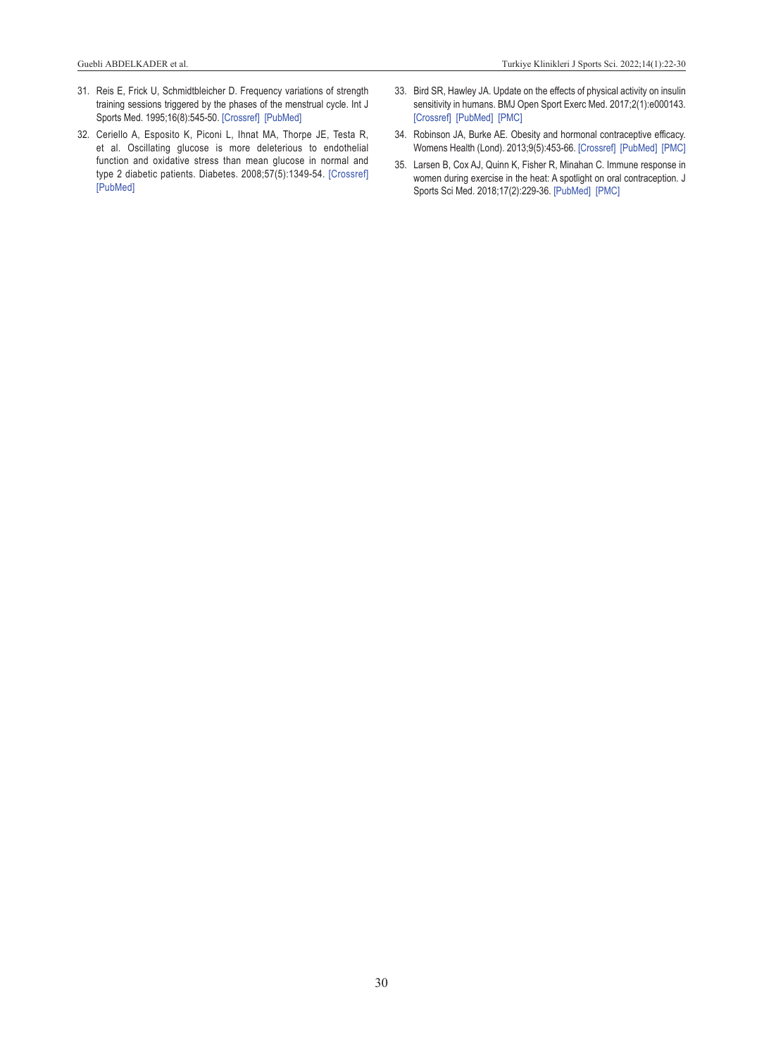31. Reis E, Frick U, Schmidtbleicher D. Frequency variations of strength training sessions triggered by the phases of the menstrual cycle. Int J Sports Med. 1995;16(8):545-50. [Crossref] [PubMed]
32. Ceriello A, Esposito K, Piconi L, Ihnat MA, Thorpe JE, Testa R, et al. Oscillating glucose is more deleterious to endothelial function and oxidative stress than mean glucose in normal and type 2 diabetic patients. Diabetes. 2008;57(5):1349-54. [Crossref] [PubMed]
33. Bird SR, Hawley JA. Update on the effects of physical activity on insulin sensitivity in humans. BMJ Open Sport Exerc Med. 2017;2(1):e000143. [Crossref] [PubMed] [PMC]
34. Robinson JA, Burke AE. Obesity and hormonal contraceptive efficacy. Womens Health (Lond). 2013;9(5):453-66. [Crossref] [PubMed] [PMC]
35. Larsen B, Cox AJ, Quinn K, Fisher R, Minahan C. Immune response in women during exercise in the heat: A spotlight on oral contraception. J Sports Sci Med. 2018;17(2):229-36. [PubMed] [PMC]